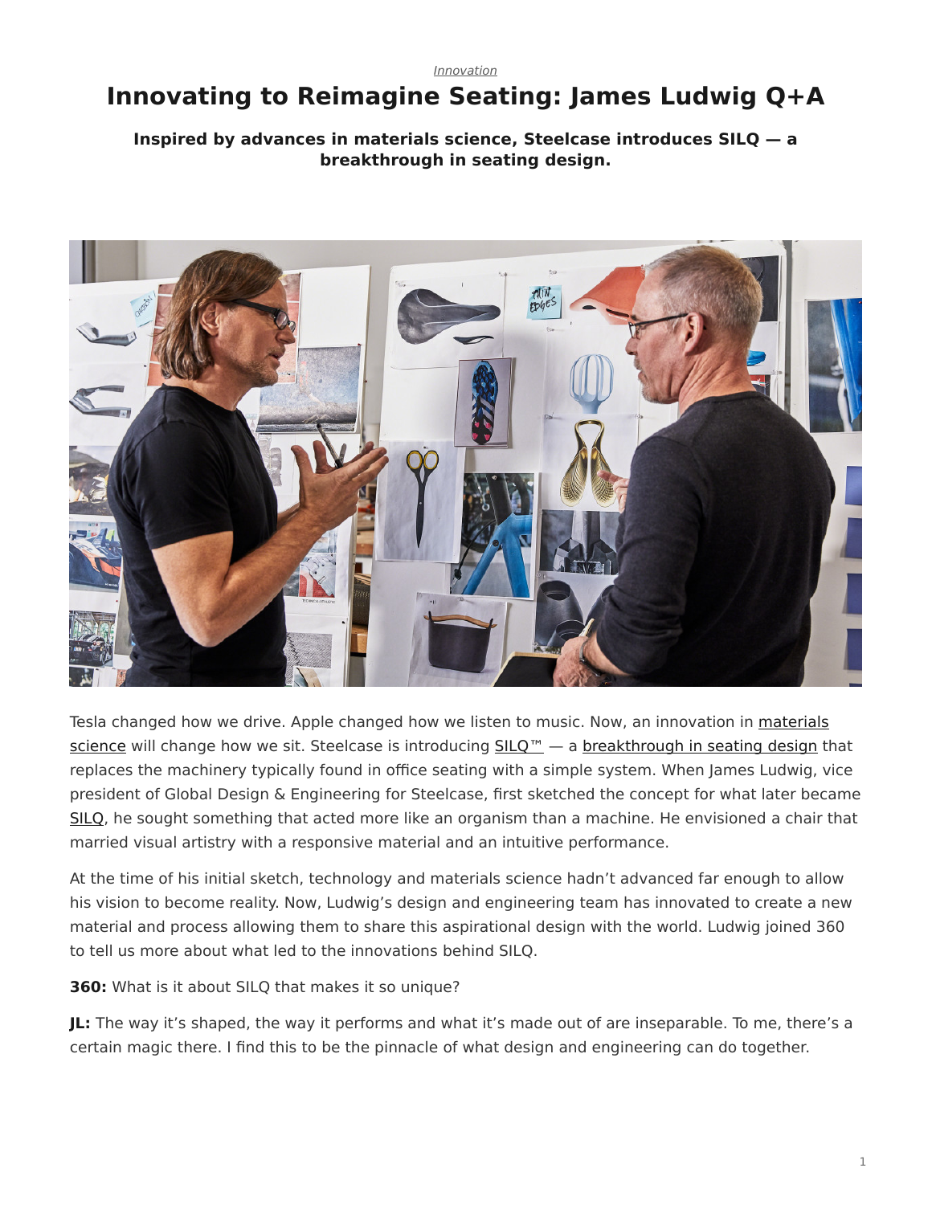*Innovation*

# Innovating to Reimagine Seating: James Ludwig Q+A

**Inspired by advances in materials science, Steelcase introduces SILQ — a breakthrough in seating design.**

Tesla changed how we drive. Apple changed how we listen to music. Now, an innovation in materials science will change how we sit. Steelcase is introducing SILQ™ — a breakthrough in seating design that replaces the machinery typically found in office seating with a simple system. When James Ludwig, vice president of Global Design & Engineering for Steelcase, first sketched the concept for what later became SILQ, he sought something that acted more like an organism than a machine. He envisioned a chair that married visual artistry with a responsive material and an intuitive performance.

At the time of his initial sketch, technology and materials science hadn't advanced far enough to allow his vision to become reality. Now, Ludwig's design and engineering team has innovated to create a new material and process allowing them to share this aspirational design with the world. Ludwig joined 360 to tell us more about what led to the innovations behind SILQ.

**360:** What is it about SILQ that makes it so unique?

**JL:** The way it's shaped, the way it performs and what it's made out of are inseparable. To me, there's a certain magic there. I find this to be the pinnacle of what design and engineering can do together.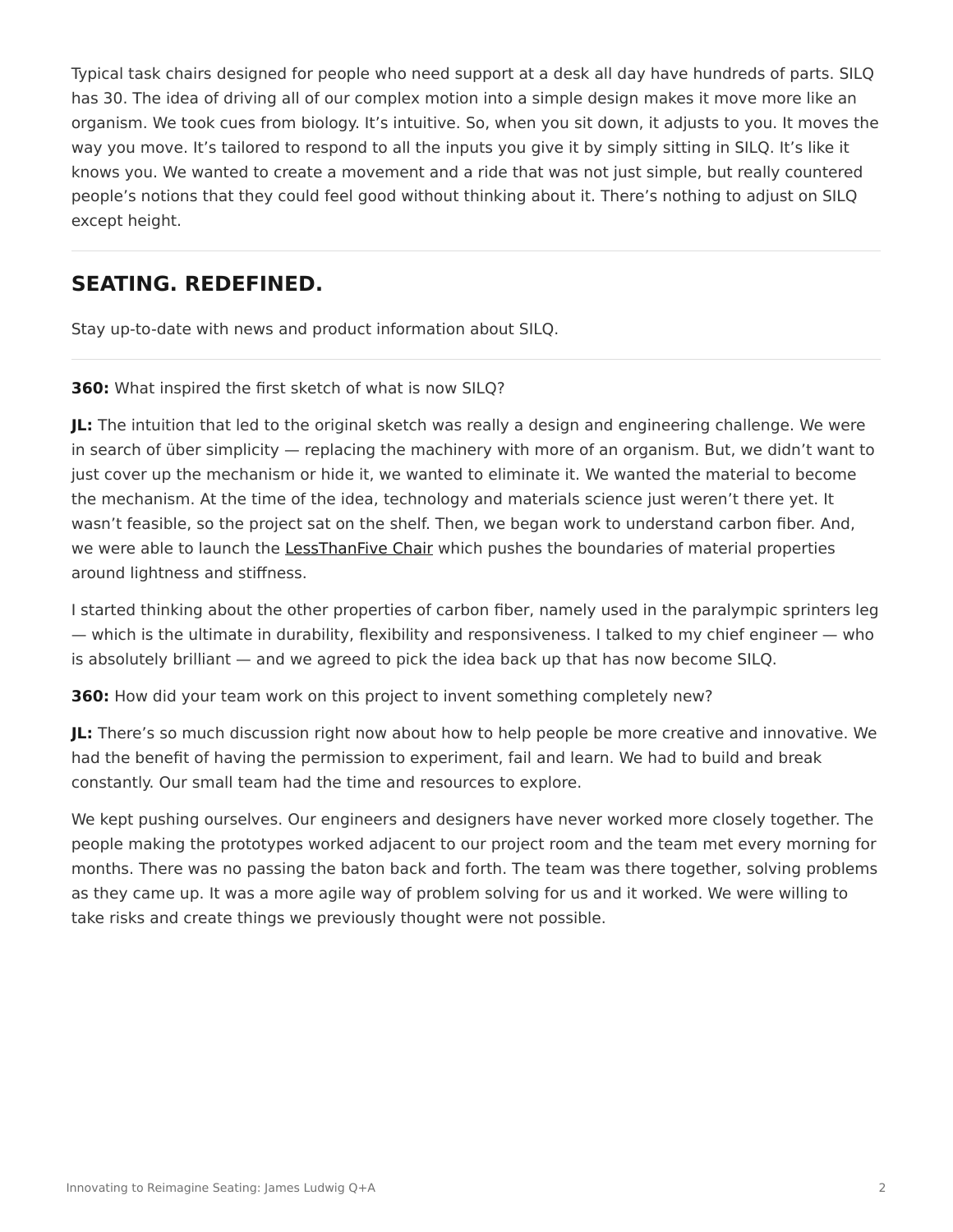Typical task chairs designed for people who need support at a desk all day have hundreds of parts. SILQ has 30. The idea of driving all of our complex motion into a simple design makes it move more like an organism. We took cues from biology. It's intuitive. So, when you sit down, it adjusts to you. It moves the way you move. It's tailored to respond to all the inputs you give it by simply sitting in SILQ. It's like it knows you. We wanted to create a movement and a ride that was not just simple, but really countered people's notions that they could feel good without thinking about it. There's nothing to adjust on SILQ except height.

---

## SEATING. REDEFINED.

Stay up-to-date with news and product information about SILQ.

---

**360:** What inspired the first sketch of what is now SILQ?

**JL:** The intuition that led to the original sketch was really a design and engineering challenge. We were in search of über simplicity — replacing the machinery with more of an organism. But, we didn't want to just cover up the mechanism or hide it, we wanted to eliminate it. We wanted the material to become the mechanism. At the time of the idea, technology and materials science just weren't there yet. It wasn't feasible, so the project sat on the shelf. Then, we began work to understand carbon fiber. And, we were able to launch the LessThanFive Chair which pushes the boundaries of material properties around lightness and stiffness.

I started thinking about the other properties of carbon fiber, namely used in the paralympic sprinters leg — which is the ultimate in durability, flexibility and responsiveness. I talked to my chief engineer — who is absolutely brilliant — and we agreed to pick the idea back up that has now become SILQ.

**360:** How did your team work on this project to invent something completely new?

**JL:** There's so much discussion right now about how to help people be more creative and innovative. We had the benefit of having the permission to experiment, fail and learn. We had to build and break constantly. Our small team had the time and resources to explore.

We kept pushing ourselves. Our engineers and designers have never worked more closely together. The people making the prototypes worked adjacent to our project room and the team met every morning for months. There was no passing the baton back and forth. The team was there together, solving problems as they came up. It was a more agile way of problem solving for us and it worked. We were willing to take risks and create things we previously thought were not possible.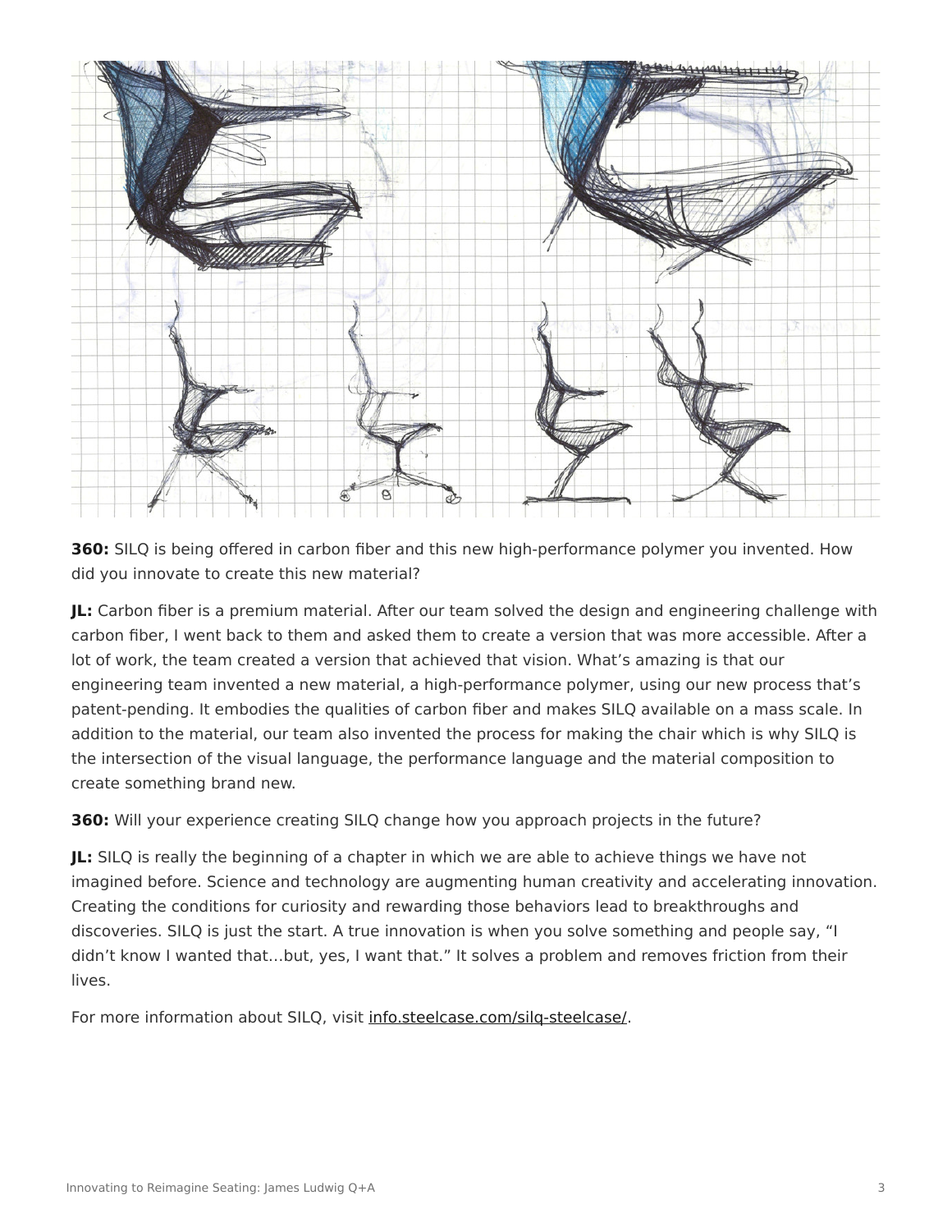**360:** SILQ is being offered in carbon fiber and this new high-performance polymer you invented. How did you innovate to create this new material?

**JL:** Carbon fiber is a premium material. After our team solved the design and engineering challenge with carbon fiber, I went back to them and asked them to create a version that was more accessible. After a lot of work, the team created a version that achieved that vision. What's amazing is that our engineering team invented a new material, a high-performance polymer, using our new process that's patent-pending. It embodies the qualities of carbon fiber and makes SILQ available on a mass scale. In addition to the material, our team also invented the process for making the chair which is why SILQ is the intersection of the visual language, the performance language and the material composition to create something brand new.

**360:** Will your experience creating SILQ change how you approach projects in the future?

**JL:** SILQ is really the beginning of a chapter in which we are able to achieve things we have not imagined before. Science and technology are augmenting human creativity and accelerating innovation. Creating the conditions for curiosity and rewarding those behaviors lead to breakthroughs and discoveries. SILQ is just the start. A true innovation is when you solve something and people say, "I didn't know I wanted that…but, yes, I want that." It solves a problem and removes friction from their lives.

For more information about SILQ, visit info.steelcase.com/silq-steelcase/.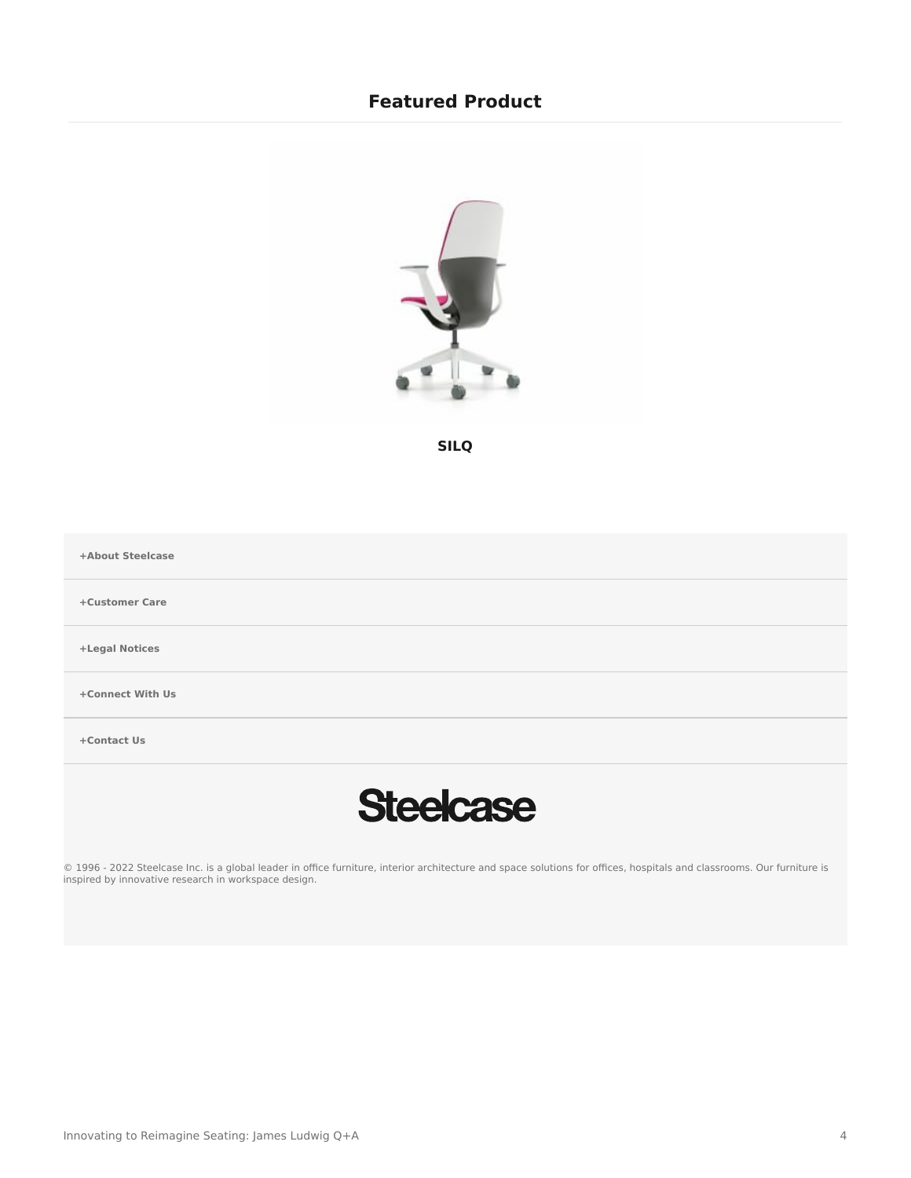## Featured Product

**SILQ**

**+About Steelcase**

**+Customer Care**

**+Legal Notices**

**+Connect With Us**

**+Contact Us**

Steelcase

© 1996 - 2022 Steelcase Inc. is a global leader in office furniture, interior architecture and space solutions for offices, hospitals and classrooms. Our furniture is inspired by innovative research in workspace design.